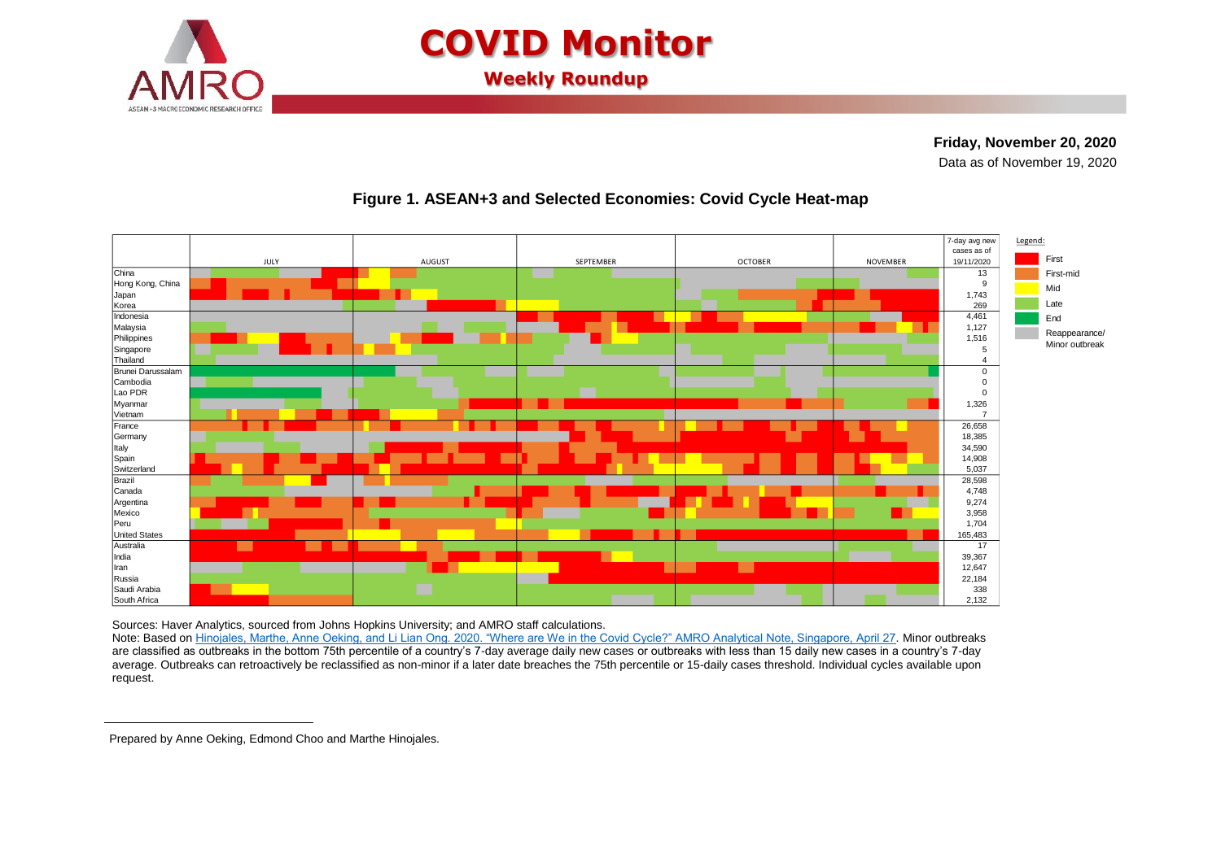# COVID Monitor

## Weekly Roundup

**Friday, November 20, 2020**

Data as of November 19, 2020

### Figure 1. ASEAN+3 and Selected Economies: Covid Cycle Heat-map

| Economy | 7-day avg new cases as of 19/11/2020 |
|---|---|
| China | 13 |
| Hong Kong, China | 9 |
| Japan | 1,743 |
| Korea | 269 |
| Indonesia | 4,461 |
| Malaysia | 1,127 |
| Philippines | 1,516 |
| Singapore | 5 |
| Thailand | 4 |
| Brunei Darussalam | 0 |
| Cambodia | 0 |
| Lao PDR | 0 |
| Myanmar | 1,326 |
| Vietnam | 7 |
| France | 26,658 |
| Germany | 18,385 |
| Italy | 34,590 |
| Spain | 14,908 |
| Switzerland | 5,037 |
| Brazil | 28,598 |
| Canada | 4,748 |
| Argentina | 9,274 |
| Mexico | 3,958 |
| Peru | 1,704 |
| United States | 165,483 |
| Australia | 17 |
| India | 39,367 |
| Iran | 12,647 |
| Russia | 22,184 |
| Saudi Arabia | 338 |
| South Africa | 2,132 |

Heat-map columns: JULY, AUGUST, SEPTEMBER, OCTOBER, NOVEMBER

Legend: First; First-mid; Mid; Late; End; Reappearance/Minor outbreak

Sources: Haver Analytics, sourced from Johns Hopkins University; and AMRO staff calculations.

Note: Based on Hinojales, Marthe, Anne Oeking, and Li Lian Ong. 2020. "Where are We in the Covid Cycle?" AMRO Analytical Note, Singapore, April 27. Minor outbreaks are classified as outbreaks in the bottom 75th percentile of a country's 7-day average daily new cases or outbreaks with less than 15 daily new cases in a country's 7-day average. Outbreaks can retroactively be reclassified as non-minor if a later date breaches the 75th percentile or 15-daily cases threshold. Individual cycles available upon request.

---

Prepared by Anne Oeking, Edmond Choo and Marthe Hinojales.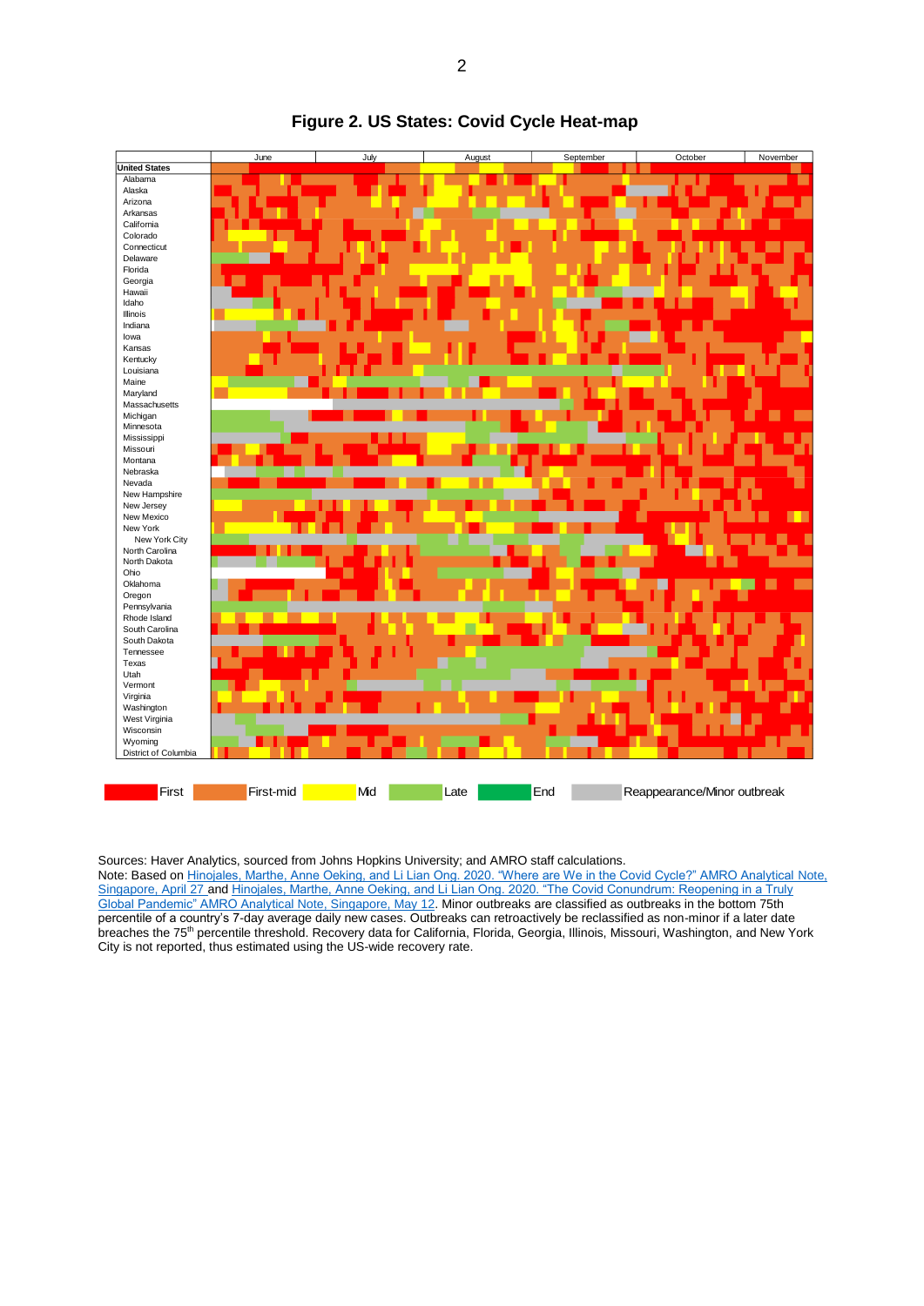**Figure 2. US States: Covid Cycle Heat-map**

Sources: Haver Analytics, sourced from Johns Hopkins University; and AMRO staff calculations.
Note: Based on Hinojales, Marthe, Anne Oeking, and Li Lian Ong. 2020. "Where are We in the Covid Cycle?" AMRO Analytical Note, Singapore, April 27 and Hinojales, Marthe, Anne Oeking, and Li Lian Ong. 2020. "The Covid Conundrum: Reopening in a Truly Global Pandemic" AMRO Analytical Note, Singapore, May 12. Minor outbreaks are classified as outbreaks in the bottom 75th percentile of a country's 7-day average daily new cases. Outbreaks can retroactively be reclassified as non-minor if a later date breaches the 75[th] percentile threshold. Recovery data for California, Florida, Georgia, Illinois, Missouri, Washington, and New York City is not reported, thus estimated using the US-wide recovery rate.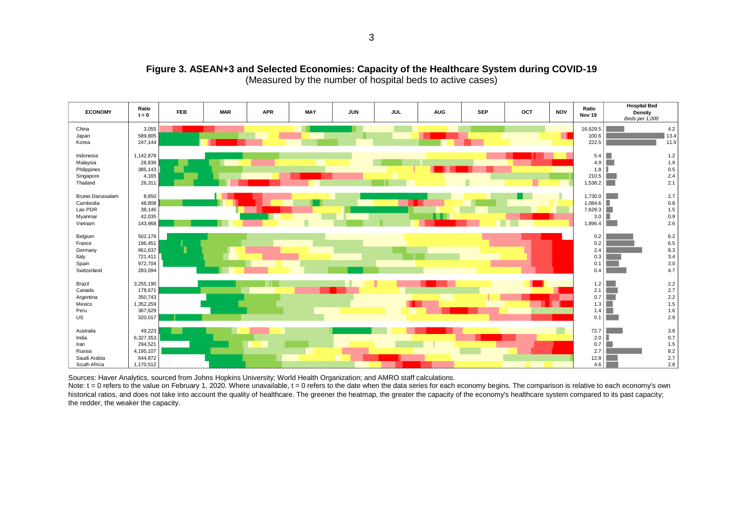**Figure 3. ASEAN+3 and Selected Economies: Capacity of the Healthcare System during COVID-19**
(Measured by the number of hospital beds to active cases)

| ECONOMY | Ratio t = 0 | FEB | MAR | APR | MAY | JUN | JUL | AUG | SEP | OCT | NOV | Ratio Nov 19 | Hospital Bed Density *Beds per 1,000* |
|---|---|---|---|---|---|---|---|---|---|---|---|---|---|
| China | 3,055 | | | | | | | | | | | 16,629.5 | 4.2 |
| Japan | 589,805 | | | | | | | | | | | 100.6 | 13.4 |
| Korea | 247,144 | | | | | | | | | | | 222.5 | 11.5 |
| Indonesia | 1,142,878 | | | | | | | | | | | 5.4 | 1.2 |
| Malaysia | 28,836 | | | | | | | | | | | 4.9 | 1.9 |
| Philippines | 385,143 | | | | | | | | | | | 1.8 | 0.5 |
| Singapore | 4,165 | | | | | | | | | | | 210.5 | 2.4 |
| Thailand | 26,311 | | | | | | | | | | | 1,538.2 | 2.1 |
| Brunei Darussalam | 8,650 | | | | | | | | | | | 1,730.0 | 2.7 |
| Cambodia | 48,808 | | | | | | | | | | | 1,084.6 | 0.8 |
| Lao PDR | 38,146 | | | | | | | | | | | 7,629.3 | 1.5 |
| Myanmar | 42,035 | | | | | | | | | | | 3.0 | 0.9 |
| Vietnam | 143,968 | | | | | | | | | | | 1,896.4 | 2.6 |
| Belgium | 502,176 | | | | | | | | | | | 0.2 | 6.2 |
| France | 196,451 | | | | | | | | | | | 0.2 | 6.5 |
| Germany | 961,637 | | | | | | | | | | | 2.4 | 8.3 |
| Italy | 721,411 | | | | | | | | | | | 0.3 | 3.4 |
| Spain | 972,704 | | | | | | | | | | | 0.1 | 3.0 |
| Switzerland | 283,094 | | | | | | | | | | | 0.4 | 4.7 |
| Brazil | 3,255,190 | | | | | | | | | | | 1.2 | 2.2 |
| Canada | 178,671 | | | | | | | | | | | 2.1 | 2.7 |
| Argentina | 350,743 | | | | | | | | | | | 0.7 | 2.2 |
| Mexico | 1,352,259 | | | | | | | | | | | 1.3 | 1.5 |
| Peru | 367,629 | | | | | | | | | | | 1.4 | 1.6 |
| US | 320,017 | | | | | | | | | | | 0.1 | 2.9 |
| Australia | 49,223 | | | | | | | | | | | 72.7 | 3.8 |
| India | 6,327,353 | | | | | | | | | | | 2.0 | 0.7 |
| Iran | 294,521 | | | | | | | | | | | 0.7 | 1.5 |
| Russia | 4,195,107 | | | | | | | | | | | 2.7 | 8.2 |
| Saudi Arabia | 644,872 | | | | | | | | | | | 12.8 | 2.7 |
| South Africa | 1,170,512 | | | | | | | | | | | 4.6 | 2.8 |

Sources: Haver Analytics, sourced from Johns Hopkins University; World Health Organization; and AMRO staff calculations.
Note: t = 0 refers to the value on February 1, 2020. Where unavailable, t = 0 refers to the date when the data series for each economy begins. The comparison is relative to each economy's own historical ratios, and does not take into account the quality of healthcare. The greener the heatmap, the greater the capacity of the economy's healthcare system compared to its past capacity; the redder, the weaker the capacity.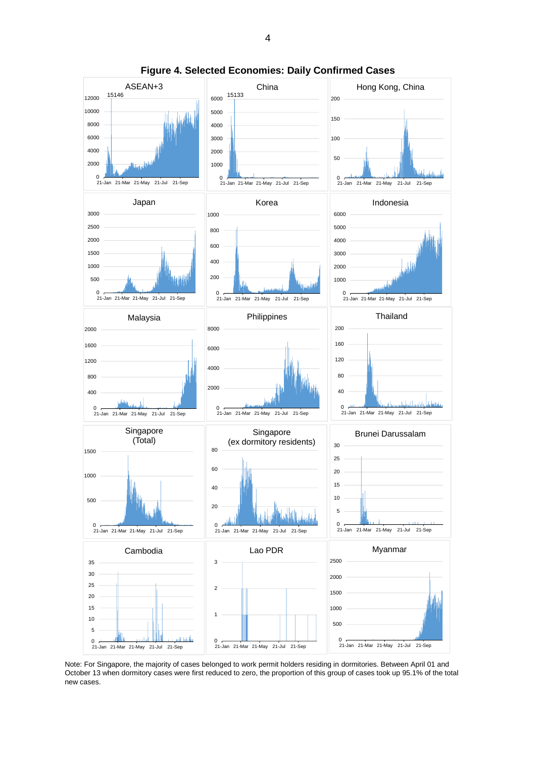**Figure 4. Selected Economies: Daily Confirmed Cases**

Note: For Singapore, the majority of cases belonged to work permit holders residing in dormitories. Between April 01 and October 13 when dormitory cases were first reduced to zero, the proportion of this group of cases took up 95.1% of the total new cases.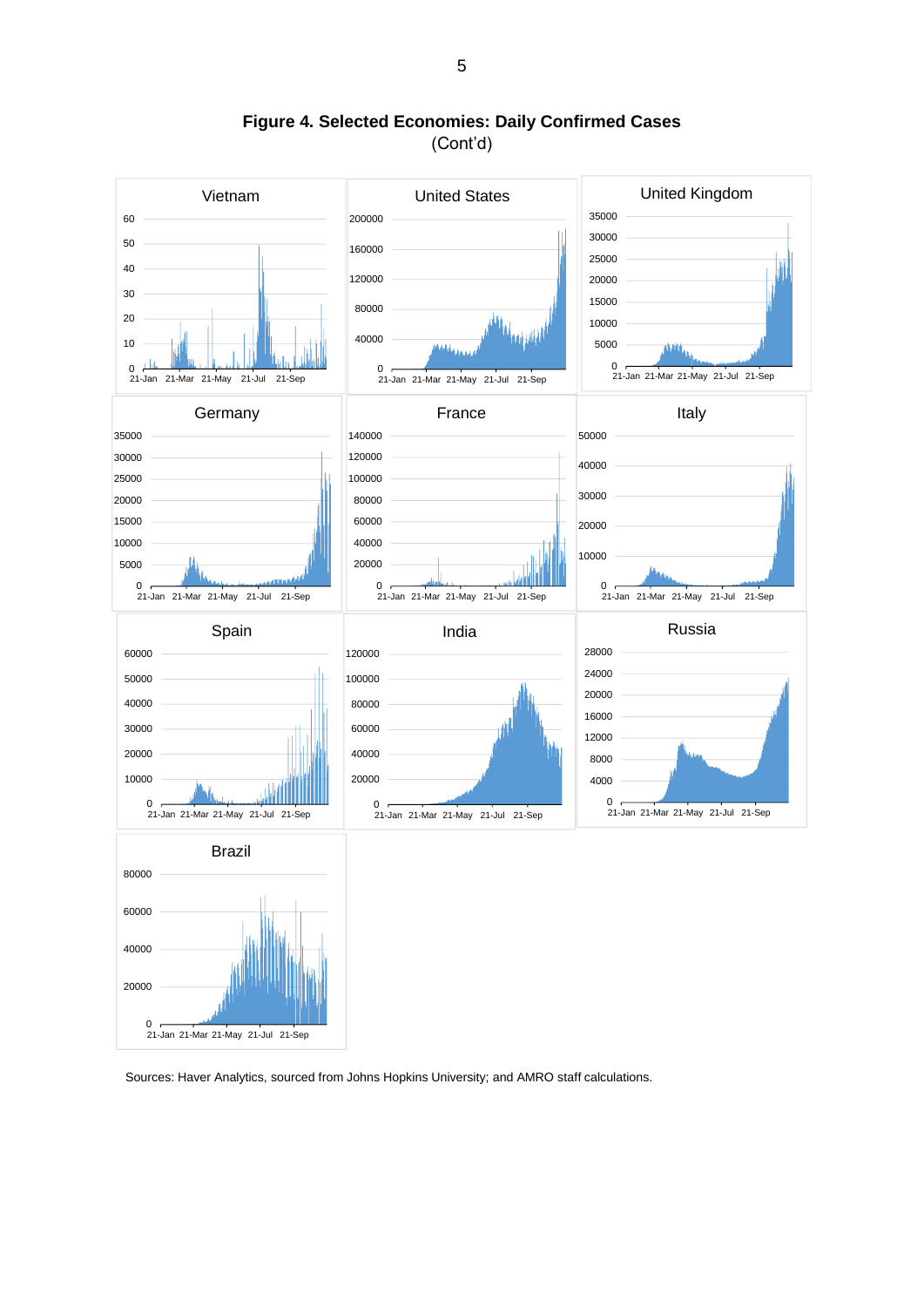**Figure 4. Selected Economies: Daily Confirmed Cases**
(Cont'd)

Sources: Haver Analytics, sourced from Johns Hopkins University; and AMRO staff calculations.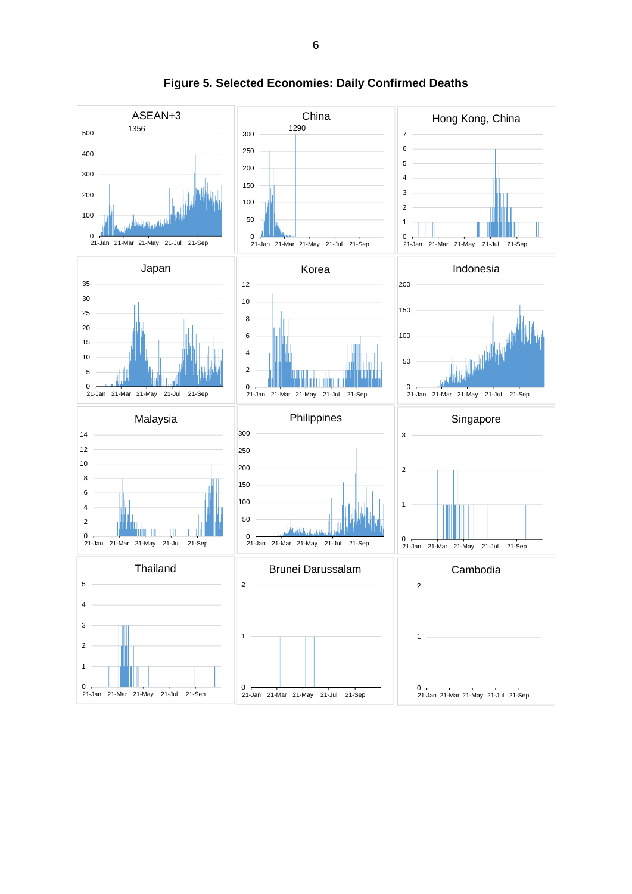**Figure 5. Selected Economies: Daily Confirmed Deaths**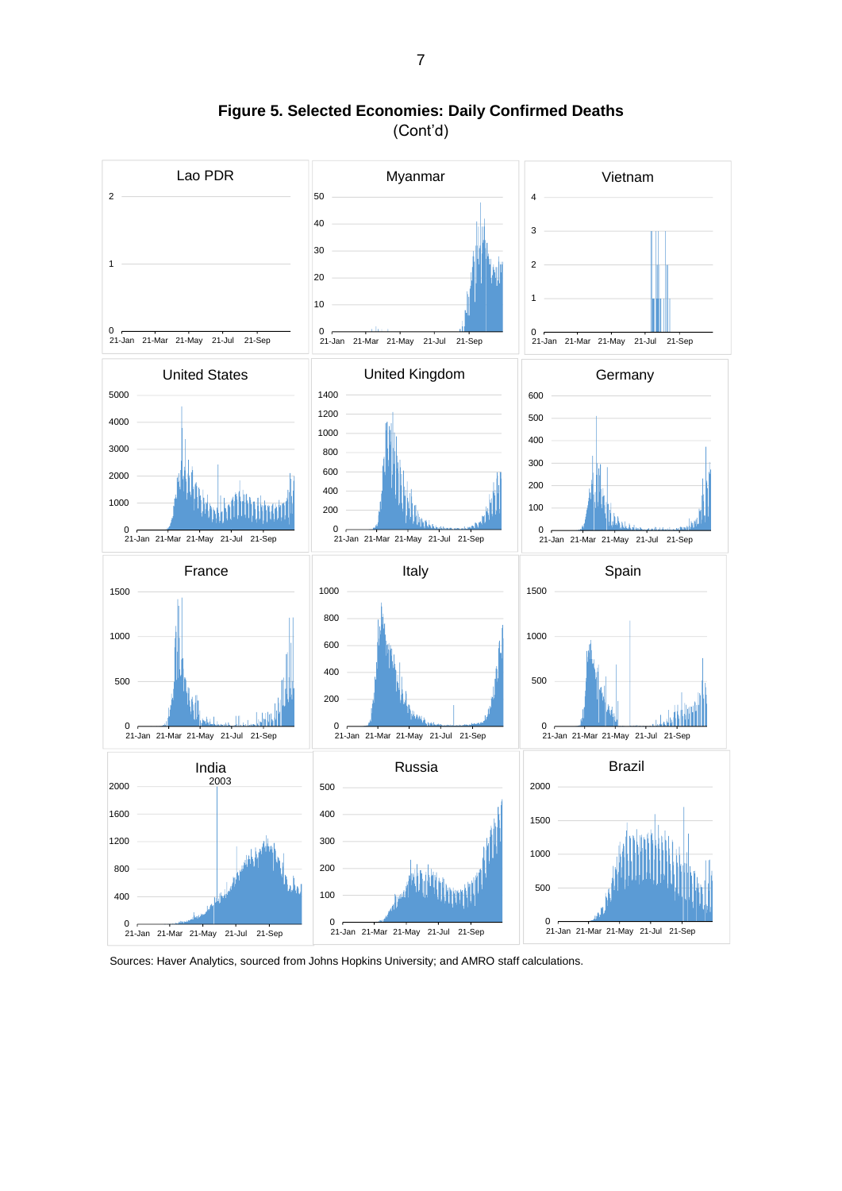**Figure 5. Selected Economies: Daily Confirmed Deaths**
(Cont'd)

Sources: Haver Analytics, sourced from Johns Hopkins University; and AMRO staff calculations.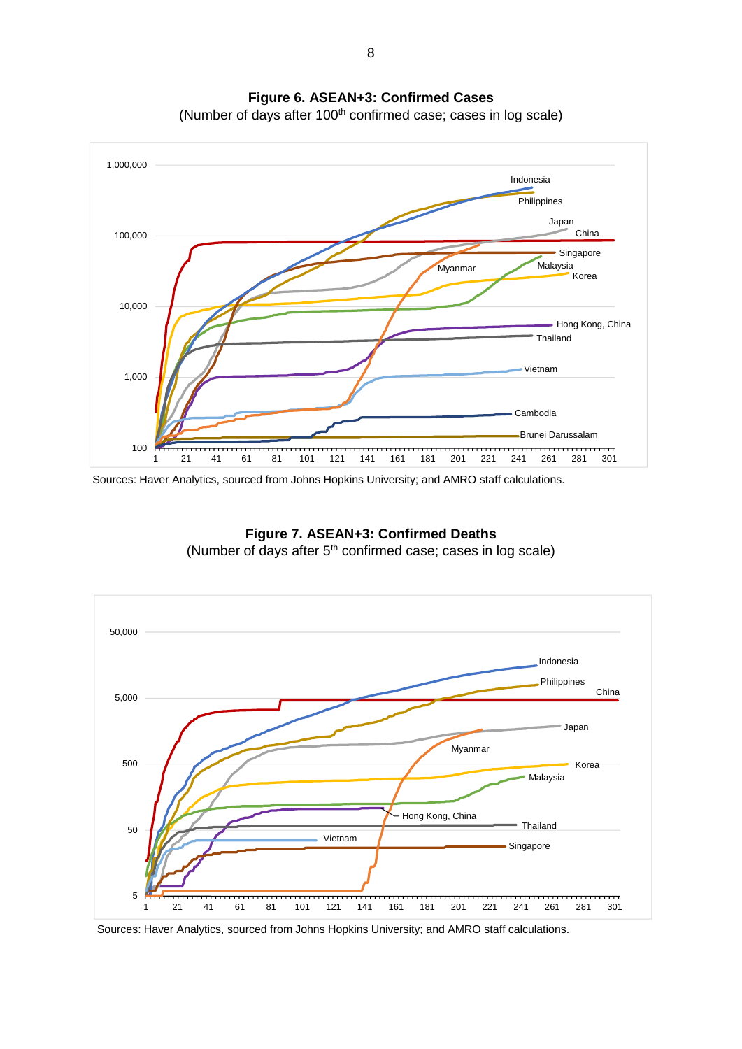**Figure 6. ASEAN+3: Confirmed Cases**
(Number of days after 100th confirmed case; cases in log scale)

Sources: Haver Analytics, sourced from Johns Hopkins University; and AMRO staff calculations.

**Figure 7. ASEAN+3: Confirmed Deaths**
(Number of days after 5th confirmed case; cases in log scale)

Sources: Haver Analytics, sourced from Johns Hopkins University; and AMRO staff calculations.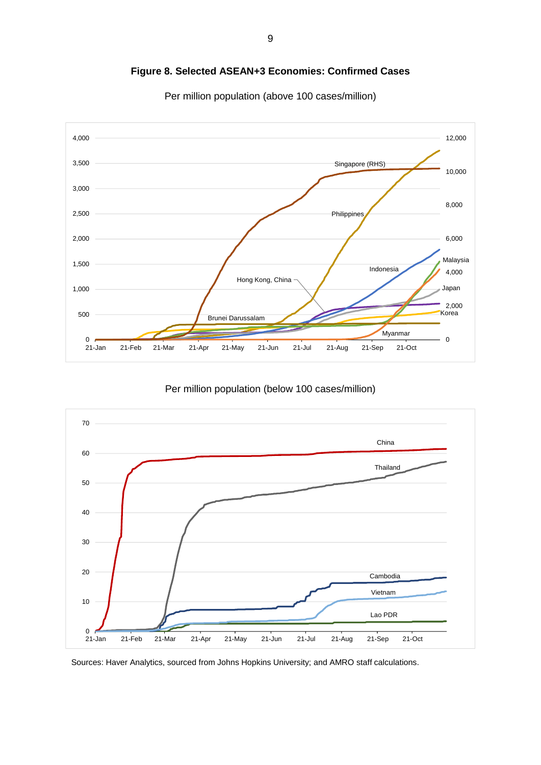**Figure 8. Selected ASEAN+3 Economies: Confirmed Cases**

Per million population (above 100 cases/million)

Per million population (below 100 cases/million)

Sources: Haver Analytics, sourced from Johns Hopkins University; and AMRO staff calculations.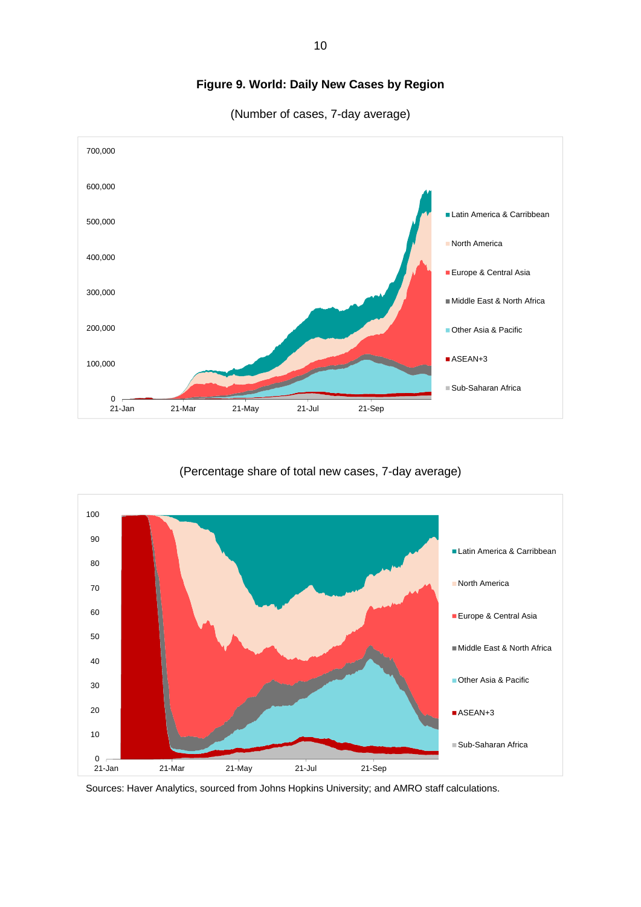**Figure 9. World: Daily New Cases by Region**

(Number of cases, 7-day average)

(Percentage share of total new cases, 7-day average)

Sources: Haver Analytics, sourced from Johns Hopkins University; and AMRO staff calculations.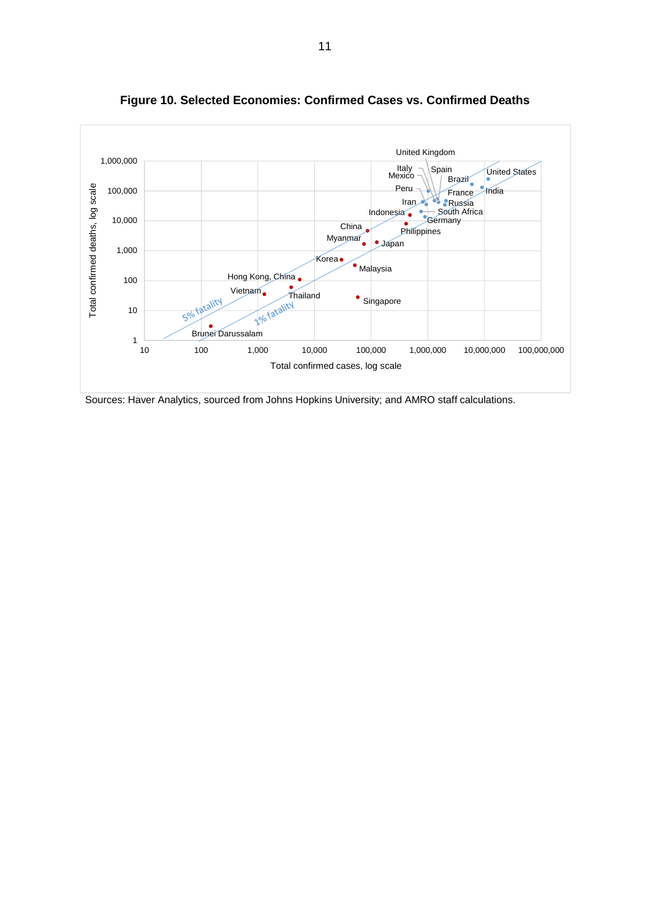**Figure 10. Selected Economies: Confirmed Cases vs. Confirmed Deaths**

Total confirmed deaths, log scale

1,000,000
100,000
10,000
1,000
100
10
1

Total confirmed cases, log scale

10
100
1,000
10,000
100,000
1,000,000
10,000,000
100,000,000

United Kingdom
Italy
Mexico
Spain
Brazil
United States
Peru
France
India
Iran
Russia
Indonesia
South Africa
Germany
China
Philippines
Myanmar
Japan
Korea
Malaysia
Hong Kong, China
Vietnam
Thailand
Singapore
5% fatality
1% fatality
Brunei Darussalam

Sources: Haver Analytics, sourced from Johns Hopkins University; and AMRO staff calculations.